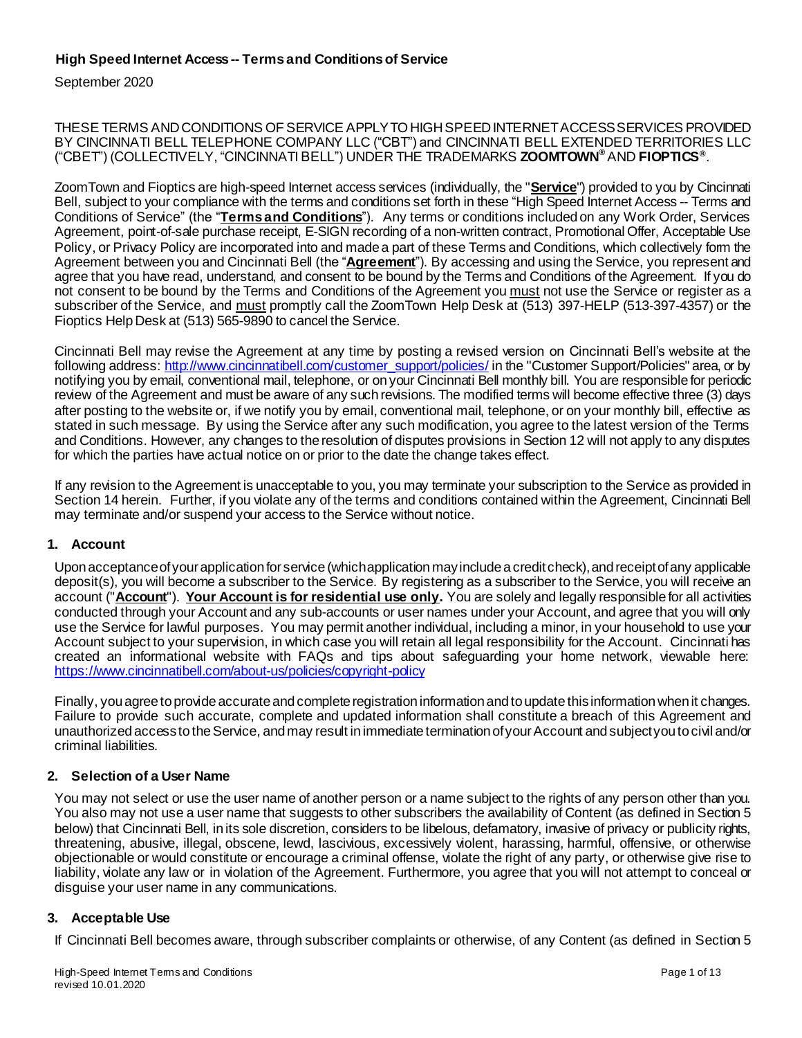## High Speed Internet Access -- Terms and Conditions of Service

September 2020

THESE TERMS AND CONDITIONS OF SERVICE APPLY TO HIGH SPEED INTERNET ACCESS SERVICES PROVIDED BY CINCINNATI BELL TELEPHONE COMPANY LLC ("CBT") and CINCINNATI BELL EXTENDED TERRITORIES LLC ("CBET") (COLLECTIVELY, "CINCINNATI BELL") UNDER THE TRADEMARKS **ZOOMTOWN®** AND **FIOPTICS®**.

ZoomTown and Fioptics are high-speed Internet access services (individually, the "**Service**") provided to you by Cincinnati Bell, subject to your compliance with the terms and conditions set forth in these "High Speed Internet Access -- Terms and Conditions of Service" (the "**Terms and Conditions**"). Any terms or conditions included on any Work Order, Services Agreement, point-of-sale purchase receipt, E-SIGN recording of a non-written contract, Promotional Offer, Acceptable Use Policy, or Privacy Policy are incorporated into and made a part of these Terms and Conditions, which collectively form the Agreement between you and Cincinnati Bell (the "**Agreement**"). By accessing and using the Service, you represent and agree that you have read, understand, and consent to be bound by the Terms and Conditions of the Agreement. If you do not consent to be bound by the Terms and Conditions of the Agreement you must not use the Service or register as a subscriber of the Service, and must promptly call the ZoomTown Help Desk at (513) 397-HELP (513-397-4357) or the Fioptics Help Desk at (513) 565-9890 to cancel the Service.

Cincinnati Bell may revise the Agreement at any time by posting a revised version on Cincinnati Bell's website at the following address: http://www.cincinnatibell.com/customer_support/policies/ in the "Customer Support/Policies" area, or by notifying you by email, conventional mail, telephone, or on your Cincinnati Bell monthly bill. You are responsible for periodic review of the Agreement and must be aware of any such revisions. The modified terms will become effective three (3) days after posting to the website or, if we notify you by email, conventional mail, telephone, or on your monthly bill, effective as stated in such message. By using the Service after any such modification, you agree to the latest version of the Terms and Conditions. However, any changes to the resolution of disputes provisions in Section 12 will not apply to any disputes for which the parties have actual notice on or prior to the date the change takes effect.

If any revision to the Agreement is unacceptable to you, you may terminate your subscription to the Service as provided in Section 14 herein. Further, if you violate any of the terms and conditions contained within the Agreement, Cincinnati Bell may terminate and/or suspend your access to the Service without notice.

### 1. Account

Upon acceptance of your application for service (which application may include a credit check), and receipt of any applicable deposit(s), you will become a subscriber to the Service. By registering as a subscriber to the Service, you will receive an account ("**Account**"). **Your Account is for residential use only.** You are solely and legally responsible for all activities conducted through your Account and any sub-accounts or user names under your Account, and agree that you will only use the Service for lawful purposes. You may permit another individual, including a minor, in your household to use your Account subject to your supervision, in which case you will retain all legal responsibility for the Account. Cincinnati has created an informational website with FAQs and tips about safeguarding your home network, viewable here: https://www.cincinnatibell.com/about-us/policies/copyright-policy

Finally, you agree to provide accurate and complete registration information and to update this information when it changes. Failure to provide such accurate, complete and updated information shall constitute a breach of this Agreement and unauthorized access to the Service, and may result in immediate termination of your Account and subject you to civil and/or criminal liabilities.

### 2. Selection of a User Name

You may not select or use the user name of another person or a name subject to the rights of any person other than you. You also may not use a user name that suggests to other subscribers the availability of Content (as defined in Section 5 below) that Cincinnati Bell, in its sole discretion, considers to be libelous, defamatory, invasive of privacy or publicity rights, threatening, abusive, illegal, obscene, lewd, lascivious, excessively violent, harassing, harmful, offensive, or otherwise objectionable or would constitute or encourage a criminal offense, violate the right of any party, or otherwise give rise to liability, violate any law or in violation of the Agreement. Furthermore, you agree that you will not attempt to conceal or disguise your user name in any communications.

### 3. Acceptable Use

If Cincinnati Bell becomes aware, through subscriber complaints or otherwise, of any Content (as defined in Section 5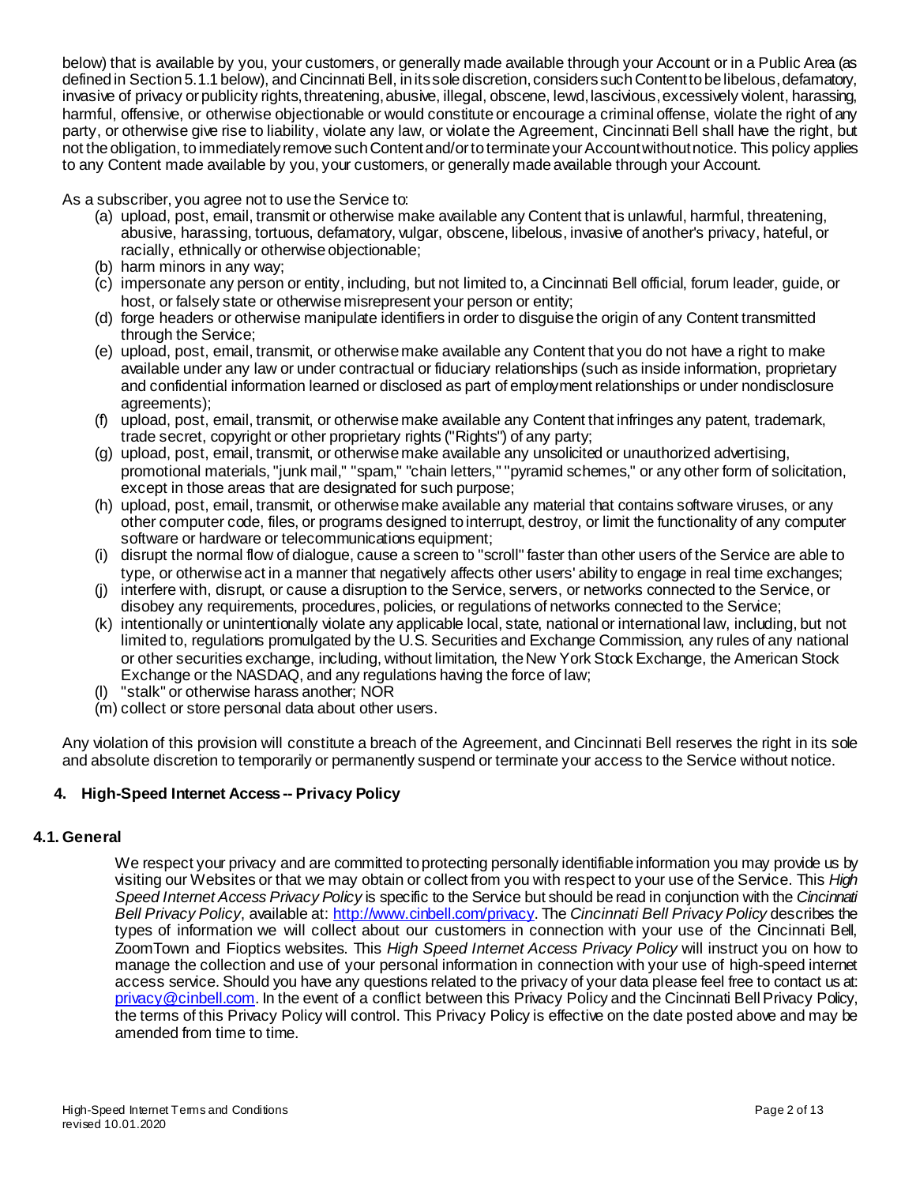below) that is available by you, your customers, or generally made available through your Account or in a Public Area (as defined in Section 5.1.1 below), and Cincinnati Bell, in its sole discretion, considers such Content to be libelous, defamatory, invasive of privacy or publicity rights, threatening, abusive, illegal, obscene, lewd, lascivious, excessively violent, harassing, harmful, offensive, or otherwise objectionable or would constitute or encourage a criminal offense, violate the right of any party, or otherwise give rise to liability, violate any law, or violate the Agreement, Cincinnati Bell shall have the right, but not the obligation, to immediately remove such Content and/or to terminate your Account without notice. This policy applies to any Content made available by you, your customers, or generally made available through your Account.

As a subscriber, you agree not to use the Service to:

(a) upload, post, email, transmit or otherwise make available any Content that is unlawful, harmful, threatening, abusive, harassing, tortuous, defamatory, vulgar, obscene, libelous, invasive of another's privacy, hateful, or racially, ethnically or otherwise objectionable;
(b) harm minors in any way;
(c) impersonate any person or entity, including, but not limited to, a Cincinnati Bell official, forum leader, guide, or host, or falsely state or otherwise misrepresent your person or entity;
(d) forge headers or otherwise manipulate identifiers in order to disguise the origin of any Content transmitted through the Service;
(e) upload, post, email, transmit, or otherwise make available any Content that you do not have a right to make available under any law or under contractual or fiduciary relationships (such as inside information, proprietary and confidential information learned or disclosed as part of employment relationships or under nondisclosure agreements);
(f) upload, post, email, transmit, or otherwise make available any Content that infringes any patent, trademark, trade secret, copyright or other proprietary rights ("Rights") of any party;
(g) upload, post, email, transmit, or otherwise make available any unsolicited or unauthorized advertising, promotional materials, "junk mail," "spam," "chain letters," "pyramid schemes," or any other form of solicitation, except in those areas that are designated for such purpose;
(h) upload, post, email, transmit, or otherwise make available any material that contains software viruses, or any other computer code, files, or programs designed to interrupt, destroy, or limit the functionality of any computer software or hardware or telecommunications equipment;
(i) disrupt the normal flow of dialogue, cause a screen to "scroll" faster than other users of the Service are able to type, or otherwise act in a manner that negatively affects other users' ability to engage in real time exchanges;
(j) interfere with, disrupt, or cause a disruption to the Service, servers, or networks connected to the Service, or disobey any requirements, procedures, policies, or regulations of networks connected to the Service;
(k) intentionally or unintentionally violate any applicable local, state, national or international law, including, but not limited to, regulations promulgated by the U.S. Securities and Exchange Commission, any rules of any national or other securities exchange, including, without limitation, the New York Stock Exchange, the American Stock Exchange or the NASDAQ, and any regulations having the force of law;
(l) "stalk" or otherwise harass another; NOR
(m) collect or store personal data about other users.

Any violation of this provision will constitute a breach of the Agreement, and Cincinnati Bell reserves the right in its sole and absolute discretion to temporarily or permanently suspend or terminate your access to the Service without notice.

## 4. High-Speed Internet Access -- Privacy Policy

### 4.1. General

We respect your privacy and are committed to protecting personally identifiable information you may provide us by visiting our Websites or that we may obtain or collect from you with respect to your use of the Service. This *High Speed Internet Access Privacy Policy* is specific to the Service but should be read in conjunction with the *Cincinnati Bell Privacy Policy*, available at: http://www.cinbell.com/privacy. The *Cincinnati Bell Privacy Policy* describes the types of information we will collect about our customers in connection with your use of the Cincinnati Bell, ZoomTown and Fioptics websites. This *High Speed Internet Access Privacy Policy* will instruct you on how to manage the collection and use of your personal information in connection with your use of high-speed internet access service. Should you have any questions related to the privacy of your data please feel free to contact us at: privacy@cinbell.com. In the event of a conflict between this Privacy Policy and the Cincinnati Bell Privacy Policy, the terms of this Privacy Policy will control. This Privacy Policy is effective on the date posted above and may be amended from time to time.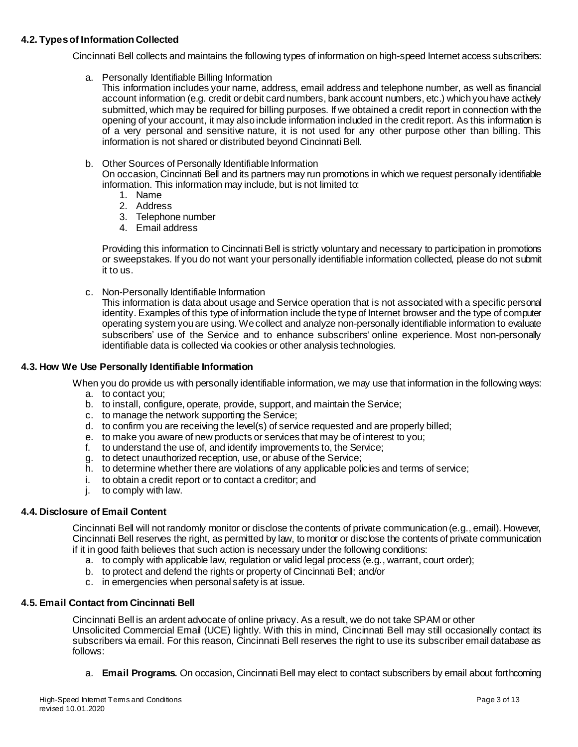### 4.2. Types of Information Collected

Cincinnati Bell collects and maintains the following types of information on high-speed Internet access subscribers:

a. Personally Identifiable Billing Information
   This information includes your name, address, email address and telephone number, as well as financial account information (e.g. credit or debit card numbers, bank account numbers, etc.) which you have actively submitted, which may be required for billing purposes. If we obtained a credit report in connection with the opening of your account, it may also include information included in the credit report. As this information is of a very personal and sensitive nature, it is not used for any other purpose other than billing. This information is not shared or distributed beyond Cincinnati Bell.

b. Other Sources of Personally Identifiable Information
   On occasion, Cincinnati Bell and its partners may run promotions in which we request personally identifiable information. This information may include, but is not limited to:
   1. Name
   2. Address
   3. Telephone number
   4. Email address

   Providing this information to Cincinnati Bell is strictly voluntary and necessary to participation in promotions or sweepstakes. If you do not want your personally identifiable information collected, please do not submit it to us.

c. Non-Personally Identifiable Information
   This information is data about usage and Service operation that is not associated with a specific personal identity. Examples of this type of information include the type of Internet browser and the type of computer operating system you are using. We collect and analyze non-personally identifiable information to evaluate subscribers' use of the Service and to enhance subscribers' online experience. Most non-personally identifiable data is collected via cookies or other analysis technologies.

### 4.3. How We Use Personally Identifiable Information

When you do provide us with personally identifiable information, we may use that information in the following ways:

a. to contact you;
b. to install, configure, operate, provide, support, and maintain the Service;
c. to manage the network supporting the Service;
d. to confirm you are receiving the level(s) of service requested and are properly billed;
e. to make you aware of new products or services that may be of interest to you;
f. to understand the use of, and identify improvements to, the Service;
g. to detect unauthorized reception, use, or abuse of the Service;
h. to determine whether there are violations of any applicable policies and terms of service;
i. to obtain a credit report or to contact a creditor; and
j. to comply with law.

### 4.4. Disclosure of Email Content

Cincinnati Bell will not randomly monitor or disclose the contents of private communication (e.g., email). However, Cincinnati Bell reserves the right, as permitted by law, to monitor or disclose the contents of private communication if it in good faith believes that such action is necessary under the following conditions:

a. to comply with applicable law, regulation or valid legal process (e.g., warrant, court order);
b. to protect and defend the rights or property of Cincinnati Bell; and/or
c. in emergencies when personal safety is at issue.

### 4.5. Email Contact from Cincinnati Bell

Cincinnati Bell is an ardent advocate of online privacy. As a result, we do not take SPAM or other Unsolicited Commercial Email (UCE) lightly. With this in mind, Cincinnati Bell may still occasionally contact its subscribers via email. For this reason, Cincinnati Bell reserves the right to use its subscriber email database as follows:

a. **Email Programs.** On occasion, Cincinnati Bell may elect to contact subscribers by email about forthcoming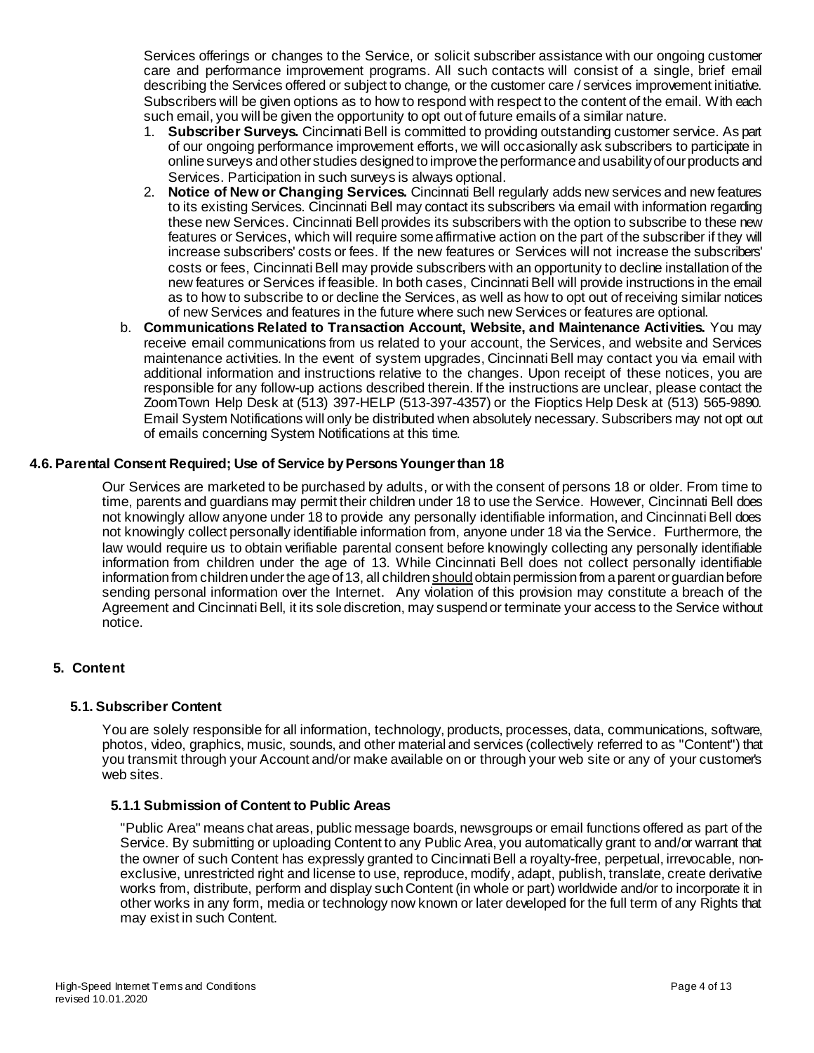Services offerings or changes to the Service, or solicit subscriber assistance with our ongoing customer care and performance improvement programs. All such contacts will consist of a single, brief email describing the Services offered or subject to change, or the customer care / services improvement initiative. Subscribers will be given options as to how to respond with respect to the content of the email. With each such email, you will be given the opportunity to opt out of future emails of a similar nature.

1. **Subscriber Surveys.** Cincinnati Bell is committed to providing outstanding customer service. As part of our ongoing performance improvement efforts, we will occasionally ask subscribers to participate in online surveys and other studies designed to improve the performance and usability of our products and Services. Participation in such surveys is always optional.
2. **Notice of New or Changing Services.** Cincinnati Bell regularly adds new services and new features to its existing Services. Cincinnati Bell may contact its subscribers via email with information regarding these new Services. Cincinnati Bell provides its subscribers with the option to subscribe to these new features or Services, which will require some affirmative action on the part of the subscriber if they will increase subscribers' costs or fees. If the new features or Services will not increase the subscribers' costs or fees, Cincinnati Bell may provide subscribers with an opportunity to decline installation of the new features or Services if feasible. In both cases, Cincinnati Bell will provide instructions in the email as to how to subscribe to or decline the Services, as well as how to opt out of receiving similar notices of new Services and features in the future where such new Services or features are optional.

b. **Communications Related to Transaction Account, Website, and Maintenance Activities.** You may receive email communications from us related to your account, the Services, and website and Services maintenance activities. In the event of system upgrades, Cincinnati Bell may contact you via email with additional information and instructions relative to the changes. Upon receipt of these notices, you are responsible for any follow-up actions described therein. If the instructions are unclear, please contact the ZoomTown Help Desk at (513) 397-HELP (513-397-4357) or the Fioptics Help Desk at (513) 565-9890. Email System Notifications will only be distributed when absolutely necessary. Subscribers may not opt out of emails concerning System Notifications at this time.

### 4.6. Parental Consent Required; Use of Service by Persons Younger than 18

Our Services are marketed to be purchased by adults, or with the consent of persons 18 or older. From time to time, parents and guardians may permit their children under 18 to use the Service. However, Cincinnati Bell does not knowingly allow anyone under 18 to provide any personally identifiable information, and Cincinnati Bell does not knowingly collect personally identifiable information from, anyone under 18 via the Service. Furthermore, the law would require us to obtain verifiable parental consent before knowingly collecting any personally identifiable information from children under the age of 13. While Cincinnati Bell does not collect personally identifiable information from children under the age of 13, all children should obtain permission from a parent or guardian before sending personal information over the Internet. Any violation of this provision may constitute a breach of the Agreement and Cincinnati Bell, it its sole discretion, may suspend or terminate your access to the Service without notice.

## 5. Content

### 5.1. Subscriber Content

You are solely responsible for all information, technology, products, processes, data, communications, software, photos, video, graphics, music, sounds, and other material and services (collectively referred to as "Content") that you transmit through your Account and/or make available on or through your web site or any of your customer's web sites.

#### 5.1.1 Submission of Content to Public Areas

"Public Area" means chat areas, public message boards, newsgroups or email functions offered as part of the Service. By submitting or uploading Content to any Public Area, you automatically grant to and/or warrant that the owner of such Content has expressly granted to Cincinnati Bell a royalty-free, perpetual, irrevocable, non-exclusive, unrestricted right and license to use, reproduce, modify, adapt, publish, translate, create derivative works from, distribute, perform and display such Content (in whole or part) worldwide and/or to incorporate it in other works in any form, media or technology now known or later developed for the full term of any Rights that may exist in such Content.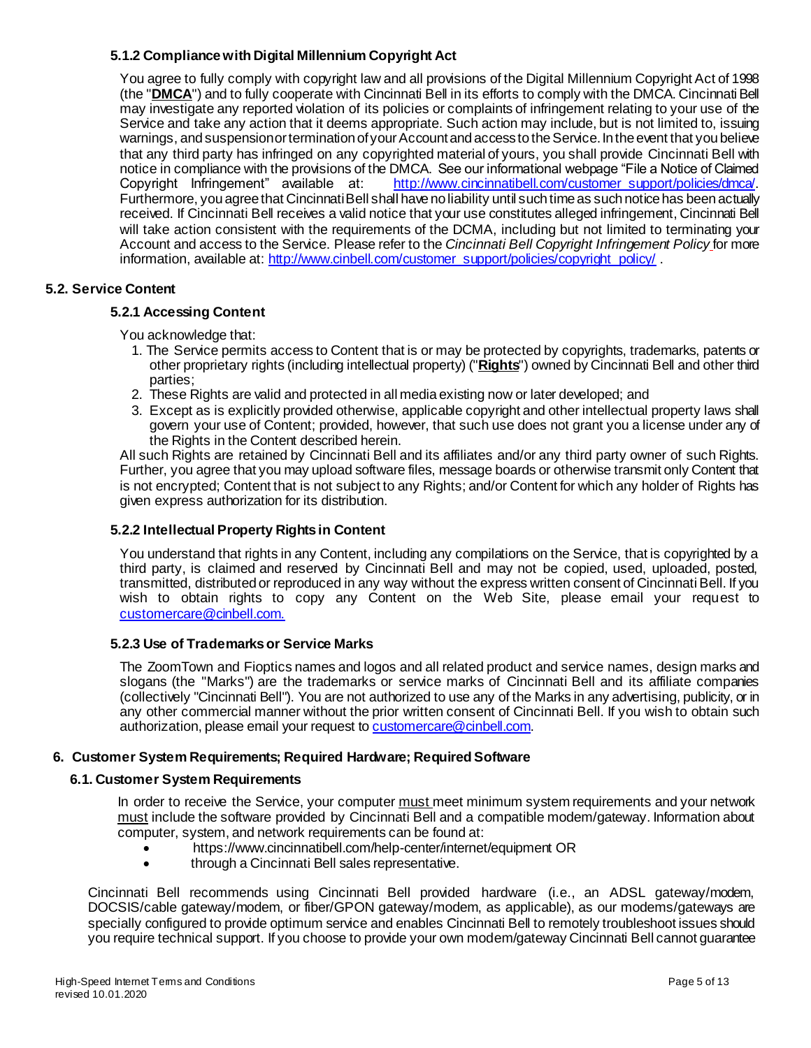#### 5.1.2 Compliance with Digital Millennium Copyright Act

You agree to fully comply with copyright law and all provisions of the Digital Millennium Copyright Act of 1998 (the "**DMCA**") and to fully cooperate with Cincinnati Bell in its efforts to comply with the DMCA. Cincinnati Bell may investigate any reported violation of its policies or complaints of infringement relating to your use of the Service and take any action that it deems appropriate. Such action may include, but is not limited to, issuing warnings, and suspension or termination of your Account and access to the Service. In the event that you believe that any third party has infringed on any copyrighted material of yours, you shall provide Cincinnati Bell with notice in compliance with the provisions of the DMCA. See our informational webpage "File a Notice of Claimed Copyright Infringement" available at: http://www.cincinnatibell.com/customer_support/policies/dmca/. Furthermore, you agree that Cincinnati Bell shall have no liability until such time as such notice has been actually received. If Cincinnati Bell receives a valid notice that your use constitutes alleged infringement, Cincinnati Bell will take action consistent with the requirements of the DCMA, including but not limited to terminating your Account and access to the Service. Please refer to the *Cincinnati Bell Copyright Infringement Policy* for more information, available at: http://www.cinbell.com/customer_support/policies/copyright_policy/ .

### 5.2. Service Content

#### 5.2.1 Accessing Content

You acknowledge that:

1. The Service permits access to Content that is or may be protected by copyrights, trademarks, patents or other proprietary rights (including intellectual property) ("**Rights**") owned by Cincinnati Bell and other third parties;
2. These Rights are valid and protected in all media existing now or later developed; and
3. Except as is explicitly provided otherwise, applicable copyright and other intellectual property laws shall govern your use of Content; provided, however, that such use does not grant you a license under any of the Rights in the Content described herein.

All such Rights are retained by Cincinnati Bell and its affiliates and/or any third party owner of such Rights. Further, you agree that you may upload software files, message boards or otherwise transmit only Content that is not encrypted; Content that is not subject to any Rights; and/or Content for which any holder of Rights has given express authorization for its distribution.

#### 5.2.2 Intellectual Property Rights in Content

You understand that rights in any Content, including any compilations on the Service, that is copyrighted by a third party, is claimed and reserved by Cincinnati Bell and may not be copied, used, uploaded, posted, transmitted, distributed or reproduced in any way without the express written consent of Cincinnati Bell. If you wish to obtain rights to copy any Content on the Web Site, please email your request to customercare@cinbell.com.

#### 5.2.3 Use of Trademarks or Service Marks

The ZoomTown and Fioptics names and logos and all related product and service names, design marks and slogans (the "Marks") are the trademarks or service marks of Cincinnati Bell and its affiliate companies (collectively "Cincinnati Bell"). You are not authorized to use any of the Marks in any advertising, publicity, or in any other commercial manner without the prior written consent of Cincinnati Bell. If you wish to obtain such authorization, please email your request to customercare@cinbell.com.

## 6. Customer System Requirements; Required Hardware; Required Software

### 6.1. Customer System Requirements

In order to receive the Service, your computer must meet minimum system requirements and your network must include the software provided by Cincinnati Bell and a compatible modem/gateway. Information about computer, system, and network requirements can be found at:

- https://www.cincinnatibell.com/help-center/internet/equipment OR
- through a Cincinnati Bell sales representative.

Cincinnati Bell recommends using Cincinnati Bell provided hardware (i.e., an ADSL gateway/modem, DOCSIS/cable gateway/modem, or fiber/GPON gateway/modem, as applicable), as our modems/gateways are specially configured to provide optimum service and enables Cincinnati Bell to remotely troubleshoot issues should you require technical support. If you choose to provide your own modem/gateway Cincinnati Bell cannot guarantee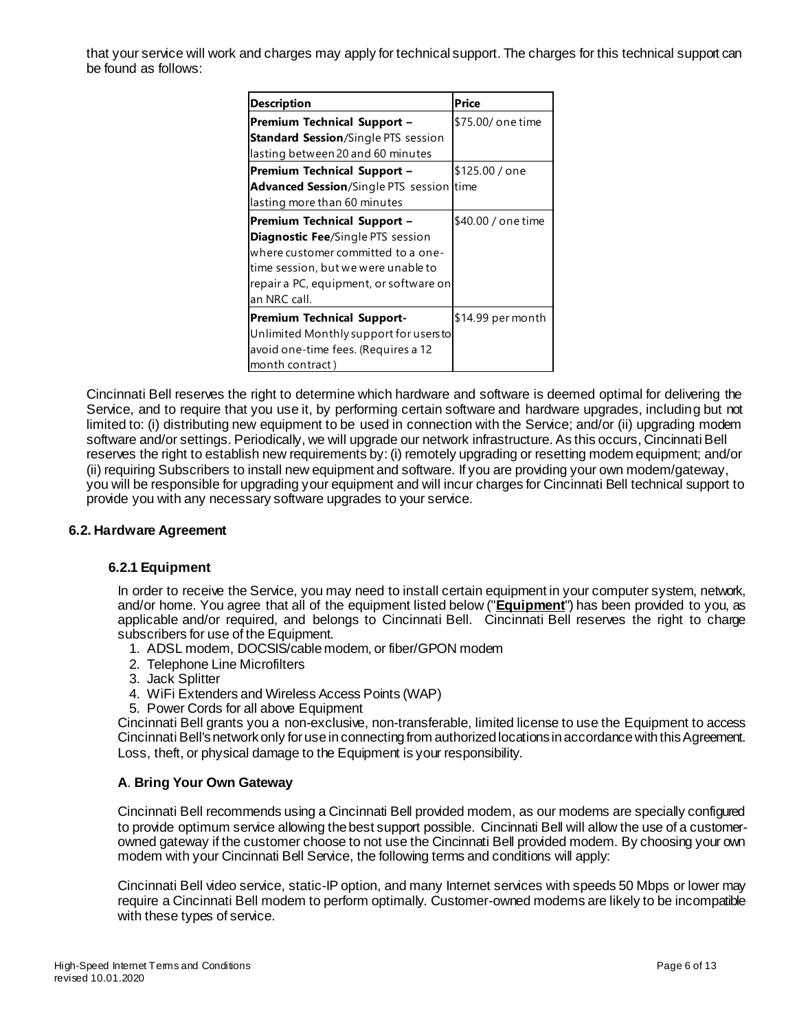that your service will work and charges may apply for technical support. The charges for this technical support can be found as follows:

| Description | Price |
| --- | --- |
| **Premium Technical Support – Standard Session**/Single PTS session lasting between 20 and 60 minutes | $75.00/ one time |
| **Premium Technical Support – Advanced Session**/Single PTS session lasting more than 60 minutes | $125.00 / one time |
| **Premium Technical Support – Diagnostic Fee**/Single PTS session where customer committed to a one-time session, but we were unable to repair a PC, equipment, or software on an NRC call. | $40.00 / one time |
| **Premium Technical Support-** Unlimited Monthly support for users to avoid one-time fees. (Requires a 12 month contract ) | $14.99 per month |

Cincinnati Bell reserves the right to determine which hardware and software is deemed optimal for delivering the Service, and to require that you use it, by performing certain software and hardware upgrades, including but not limited to: (i) distributing new equipment to be used in connection with the Service; and/or (ii) upgrading modem software and/or settings. Periodically, we will upgrade our network infrastructure. As this occurs, Cincinnati Bell reserves the right to establish new requirements by: (i) remotely upgrading or resetting modem equipment; and/or (ii) requiring Subscribers to install new equipment and software. If you are providing your own modem/gateway, you will be responsible for upgrading your equipment and will incur charges for Cincinnati Bell technical support to provide you with any necessary software upgrades to your service.

## 6.2. Hardware Agreement

### 6.2.1 Equipment

In order to receive the Service, you may need to install certain equipment in your computer system, network, and/or home. You agree that all of the equipment listed below ("**Equipment**") has been provided to you, as applicable and/or required, and belongs to Cincinnati Bell. Cincinnati Bell reserves the right to charge subscribers for use of the Equipment.

1. ADSL modem, DOCSIS/cable modem, or fiber/GPON modem
2. Telephone Line Microfilters
3. Jack Splitter
4. WiFi Extenders and Wireless Access Points (WAP)
5. Power Cords for all above Equipment

Cincinnati Bell grants you a non-exclusive, non-transferable, limited license to use the Equipment to access Cincinnati Bell's network only for use in connecting from authorized locations in accordance with this Agreement. Loss, theft, or physical damage to the Equipment is your responsibility.

### A. Bring Your Own Gateway

Cincinnati Bell recommends using a Cincinnati Bell provided modem, as our modems are specially configured to provide optimum service allowing the best support possible. Cincinnati Bell will allow the use of a customer-owned gateway if the customer choose to not use the Cincinnati Bell provided modem. By choosing your own modem with your Cincinnati Bell Service, the following terms and conditions will apply:

Cincinnati Bell video service, static-IP option, and many Internet services with speeds 50 Mbps or lower may require a Cincinnati Bell modem to perform optimally. Customer-owned modems are likely to be incompatible with these types of service.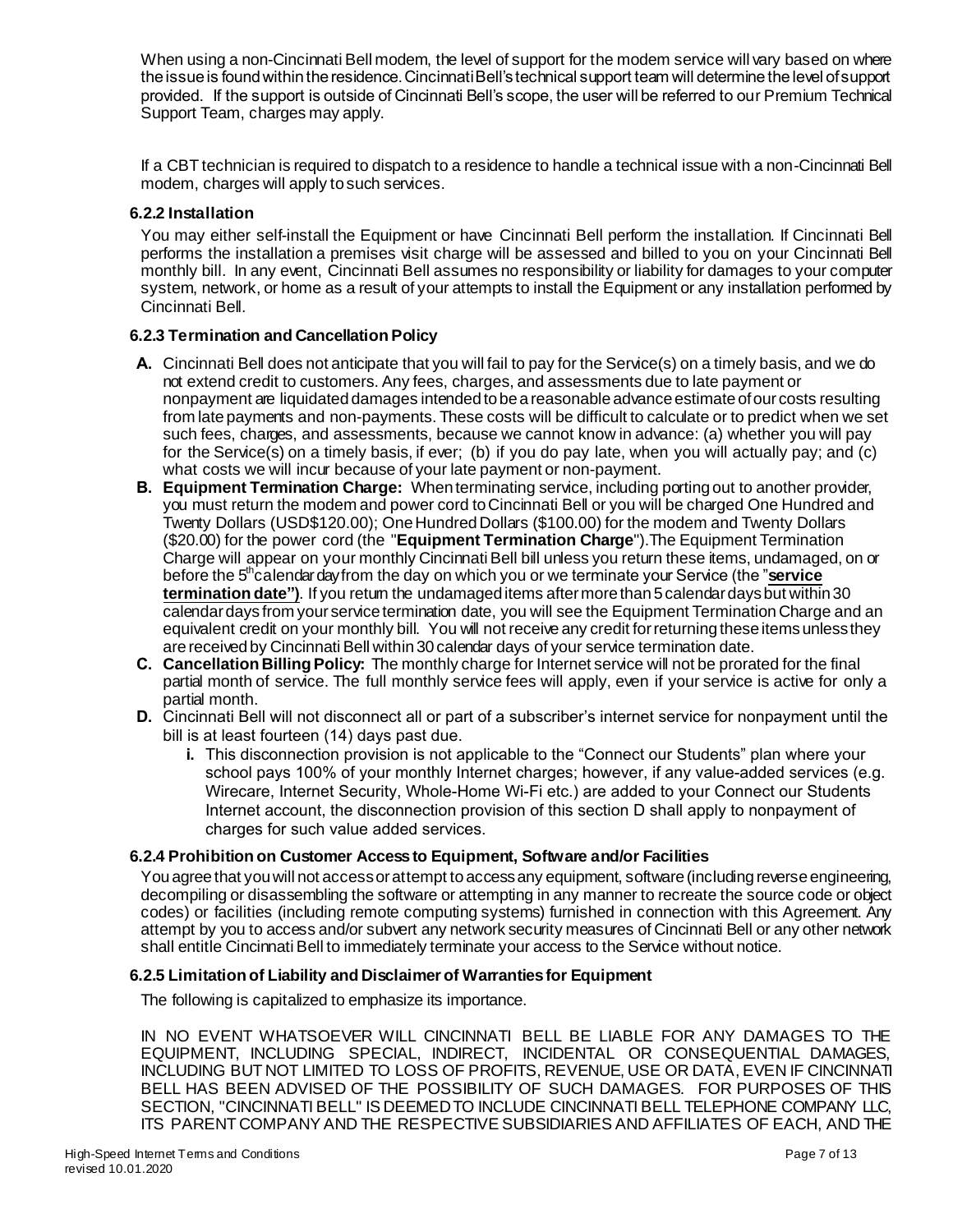When using a non-Cincinnati Bell modem, the level of support for the modem service will vary based on where the issue is found within the residence. Cincinnati Bell's technical support team will determine the level of support provided. If the support is outside of Cincinnati Bell's scope, the user will be referred to our Premium Technical Support Team, charges may apply.

If a CBT technician is required to dispatch to a residence to handle a technical issue with a non-Cincinnati Bell modem, charges will apply to such services.

### 6.2.2 Installation

You may either self-install the Equipment or have Cincinnati Bell perform the installation. If Cincinnati Bell performs the installation a premises visit charge will be assessed and billed to you on your Cincinnati Bell monthly bill. In any event, Cincinnati Bell assumes no responsibility or liability for damages to your computer system, network, or home as a result of your attempts to install the Equipment or any installation performed by Cincinnati Bell.

### 6.2.3 Termination and Cancellation Policy

**A.** Cincinnati Bell does not anticipate that you will fail to pay for the Service(s) on a timely basis, and we do not extend credit to customers. Any fees, charges, and assessments due to late payment or nonpayment are liquidated damages intended to be a reasonable advance estimate of our costs resulting from late payments and non-payments. These costs will be difficult to calculate or to predict when we set such fees, charges, and assessments, because we cannot know in advance: (a) whether you will pay for the Service(s) on a timely basis, if ever; (b) if you do pay late, when you will actually pay; and (c) what costs we will incur because of your late payment or non-payment.

**B. Equipment Termination Charge:** When terminating service, including porting out to another provider, you must return the modem and power cord to Cincinnati Bell or you will be charged One Hundred and Twenty Dollars (USD$120.00); One Hundred Dollars ($100.00) for the modem and Twenty Dollars ($20.00) for the power cord (the "**Equipment Termination Charge**"). The Equipment Termination Charge will appear on your monthly Cincinnati Bell bill unless you return these items, undamaged, on or before the 5th calendar day from the day on which you or we terminate your Service (the "**service termination date")**. If you return the undamaged items after more than 5 calendar days but within 30 calendar days from your service termination date, you will see the Equipment Termination Charge and an equivalent credit on your monthly bill. You will not receive any credit for returning these items unless they are received by Cincinnati Bell within 30 calendar days of your service termination date.

**C. Cancellation Billing Policy:** The monthly charge for Internet service will not be prorated for the final partial month of service. The full monthly service fees will apply, even if your service is active for only a partial month.

**D.** Cincinnati Bell will not disconnect all or part of a subscriber's internet service for nonpayment until the bill is at least fourteen (14) days past due.

  **i.** This disconnection provision is not applicable to the "Connect our Students" plan where your school pays 100% of your monthly Internet charges; however, if any value-added services (e.g. Wirecare, Internet Security, Whole-Home Wi-Fi etc.) are added to your Connect our Students Internet account, the disconnection provision of this section D shall apply to nonpayment of charges for such value added services.

### 6.2.4 Prohibition on Customer Access to Equipment, Software and/or Facilities

You agree that you will not access or attempt to access any equipment, software (including reverse engineering, decompiling or disassembling the software or attempting in any manner to recreate the source code or object codes) or facilities (including remote computing systems) furnished in connection with this Agreement. Any attempt by you to access and/or subvert any network security measures of Cincinnati Bell or any other network shall entitle Cincinnati Bell to immediately terminate your access to the Service without notice.

### 6.2.5 Limitation of Liability and Disclaimer of Warranties for Equipment

The following is capitalized to emphasize its importance.

IN NO EVENT WHATSOEVER WILL CINCINNATI BELL BE LIABLE FOR ANY DAMAGES TO THE EQUIPMENT, INCLUDING SPECIAL, INDIRECT, INCIDENTAL OR CONSEQUENTIAL DAMAGES, INCLUDING BUT NOT LIMITED TO LOSS OF PROFITS, REVENUE, USE OR DATA, EVEN IF CINCINNATI BELL HAS BEEN ADVISED OF THE POSSIBILITY OF SUCH DAMAGES. FOR PURPOSES OF THIS SECTION, "CINCINNATI BELL" IS DEEMED TO INCLUDE CINCINNATI BELL TELEPHONE COMPANY LLC, ITS PARENT COMPANY AND THE RESPECTIVE SUBSIDIARIES AND AFFILIATES OF EACH, AND THE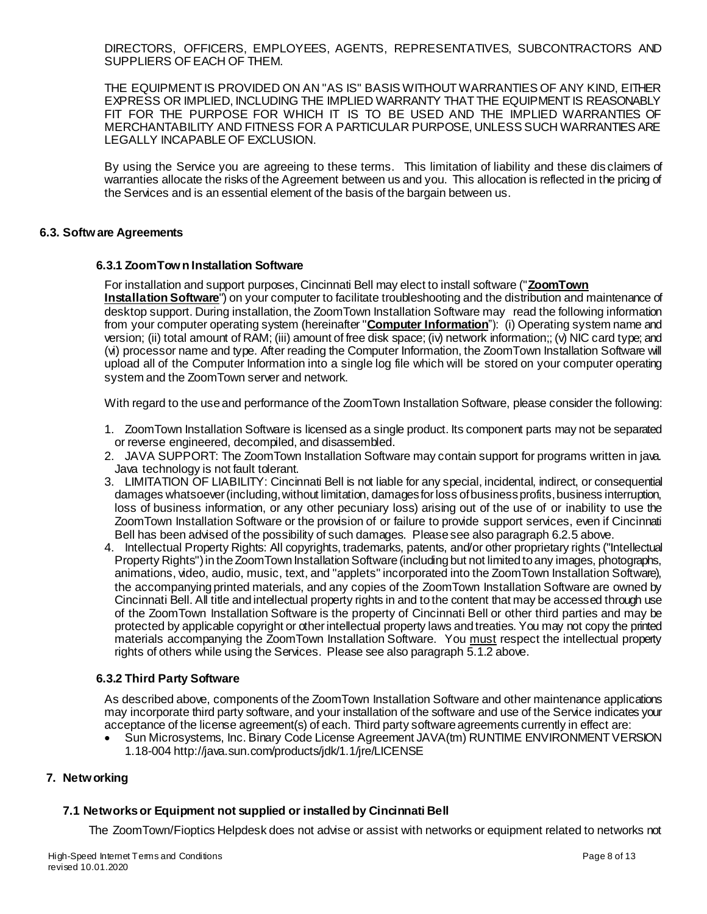DIRECTORS, OFFICERS, EMPLOYEES, AGENTS, REPRESENTATIVES, SUBCONTRACTORS AND SUPPLIERS OF EACH OF THEM.

THE EQUIPMENT IS PROVIDED ON AN "AS IS" BASIS WITHOUT WARRANTIES OF ANY KIND, EITHER EXPRESS OR IMPLIED, INCLUDING THE IMPLIED WARRANTY THAT THE EQUIPMENT IS REASONABLY FIT FOR THE PURPOSE FOR WHICH IT IS TO BE USED AND THE IMPLIED WARRANTIES OF MERCHANTABILITY AND FITNESS FOR A PARTICULAR PURPOSE, UNLESS SUCH WARRANTIES ARE LEGALLY INCAPABLE OF EXCLUSION.

By using the Service you are agreeing to these terms. This limitation of liability and these disclaimers of warranties allocate the risks of the Agreement between us and you. This allocation is reflected in the pricing of the Services and is an essential element of the basis of the bargain between us.

### 6.3. Software Agreements

#### 6.3.1 ZoomTown Installation Software

For installation and support purposes, Cincinnati Bell may elect to install software ("**ZoomTown Installation Software**") on your computer to facilitate troubleshooting and the distribution and maintenance of desktop support. During installation, the ZoomTown Installation Software may read the following information from your computer operating system (hereinafter "**Computer Information**"): (i) Operating system name and version; (ii) total amount of RAM; (iii) amount of free disk space; (iv) network information;; (v) NIC card type; and (vi) processor name and type. After reading the Computer Information, the ZoomTown Installation Software will upload all of the Computer Information into a single log file which will be stored on your computer operating system and the ZoomTown server and network.

With regard to the use and performance of the ZoomTown Installation Software, please consider the following:

1. ZoomTown Installation Software is licensed as a single product. Its component parts may not be separated or reverse engineered, decompiled, and disassembled.
2. JAVA SUPPORT: The ZoomTown Installation Software may contain support for programs written in java. Java technology is not fault tolerant.
3. LIMITATION OF LIABILITY: Cincinnati Bell is not liable for any special, incidental, indirect, or consequential damages whatsoever (including, without limitation, damages for loss of business profits, business interruption, loss of business information, or any other pecuniary loss) arising out of the use of or inability to use the ZoomTown Installation Software or the provision of or failure to provide support services, even if Cincinnati Bell has been advised of the possibility of such damages. Please see also paragraph 6.2.5 above.
4. Intellectual Property Rights: All copyrights, trademarks, patents, and/or other proprietary rights ("Intellectual Property Rights") in the ZoomTown Installation Software (including but not limited to any images, photographs, animations, video, audio, music, text, and "applets" incorporated into the ZoomTown Installation Software), the accompanying printed materials, and any copies of the ZoomTown Installation Software are owned by Cincinnati Bell. All title and intellectual property rights in and to the content that may be accessed through use of the ZoomTown Installation Software is the property of Cincinnati Bell or other third parties and may be protected by applicable copyright or other intellectual property laws and treaties. You may not copy the printed materials accompanying the ZoomTown Installation Software. You <u>must</u> respect the intellectual property rights of others while using the Services. Please see also paragraph 5.1.2 above.

#### 6.3.2 Third Party Software

As described above, components of the ZoomTown Installation Software and other maintenance applications may incorporate third party software, and your installation of the software and use of the Service indicates your acceptance of the license agreement(s) of each. Third party software agreements currently in effect are:

- Sun Microsystems, Inc. Binary Code License Agreement JAVA(tm) RUNTIME ENVIRONMENT VERSION 1.18-004 http://java.sun.com/products/jdk/1.1/jre/LICENSE

## 7. Networking

### 7.1 Networks or Equipment not supplied or installed by Cincinnati Bell

The ZoomTown/Fioptics Helpdesk does not advise or assist with networks or equipment related to networks not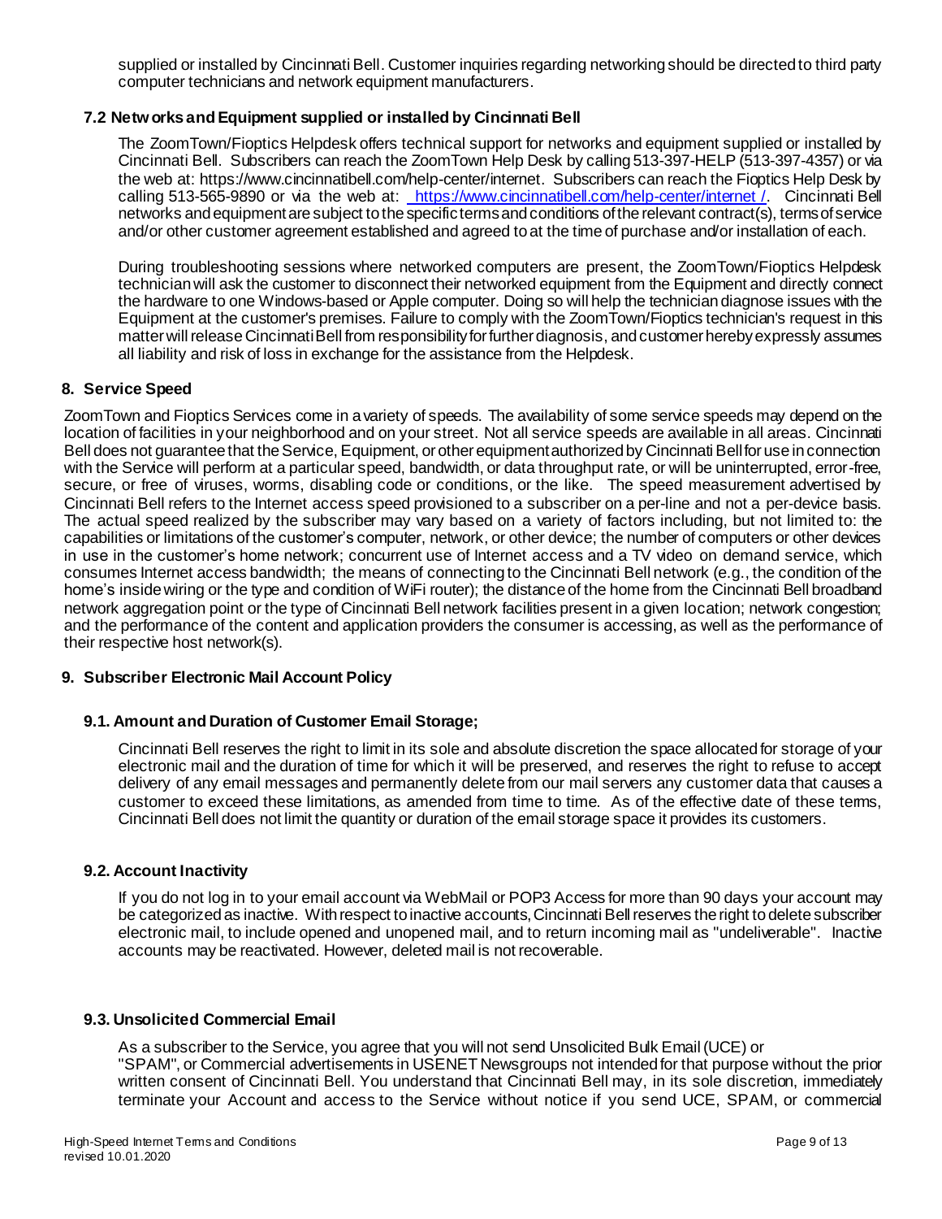supplied or installed by Cincinnati Bell. Customer inquiries regarding networking should be directed to third party computer technicians and network equipment manufacturers.

### 7.2 Networks and Equipment supplied or installed by Cincinnati Bell

The ZoomTown/Fioptics Helpdesk offers technical support for networks and equipment supplied or installed by Cincinnati Bell. Subscribers can reach the ZoomTown Help Desk by calling 513-397-HELP (513-397-4357) or via the web at: https://www.cincinnatibell.com/help-center/internet. Subscribers can reach the Fioptics Help Desk by calling 513-565-9890 or via the web at: https://www.cincinnatibell.com/help-center/internet /. Cincinnati Bell networks and equipment are subject to the specific terms and conditions of the relevant contract(s), terms of service and/or other customer agreement established and agreed to at the time of purchase and/or installation of each.

During troubleshooting sessions where networked computers are present, the ZoomTown/Fioptics Helpdesk technician will ask the customer to disconnect their networked equipment from the Equipment and directly connect the hardware to one Windows-based or Apple computer. Doing so will help the technician diagnose issues with the Equipment at the customer's premises. Failure to comply with the ZoomTown/Fioptics technician's request in this matter will release Cincinnati Bell from responsibility for further diagnosis, and customer hereby expressly assumes all liability and risk of loss in exchange for the assistance from the Helpdesk.

## 8. Service Speed

ZoomTown and Fioptics Services come in a variety of speeds. The availability of some service speeds may depend on the location of facilities in your neighborhood and on your street. Not all service speeds are available in all areas. Cincinnati Bell does not guarantee that the Service, Equipment, or other equipment authorized by Cincinnati Bell for use in connection with the Service will perform at a particular speed, bandwidth, or data throughput rate, or will be uninterrupted, error-free, secure, or free of viruses, worms, disabling code or conditions, or the like. The speed measurement advertised by Cincinnati Bell refers to the Internet access speed provisioned to a subscriber on a per-line and not a per-device basis. The actual speed realized by the subscriber may vary based on a variety of factors including, but not limited to: the capabilities or limitations of the customer's computer, network, or other device; the number of computers or other devices in use in the customer's home network; concurrent use of Internet access and a TV video on demand service, which consumes Internet access bandwidth; the means of connecting to the Cincinnati Bell network (e.g., the condition of the home's inside wiring or the type and condition of WiFi router); the distance of the home from the Cincinnati Bell broadband network aggregation point or the type of Cincinnati Bell network facilities present in a given location; network congestion; and the performance of the content and application providers the consumer is accessing, as well as the performance of their respective host network(s).

## 9. Subscriber Electronic Mail Account Policy

### 9.1. Amount and Duration of Customer Email Storage;

Cincinnati Bell reserves the right to limit in its sole and absolute discretion the space allocated for storage of your electronic mail and the duration of time for which it will be preserved, and reserves the right to refuse to accept delivery of any email messages and permanently delete from our mail servers any customer data that causes a customer to exceed these limitations, as amended from time to time. As of the effective date of these terms, Cincinnati Bell does not limit the quantity or duration of the email storage space it provides its customers.

### 9.2. Account Inactivity

If you do not log in to your email account via WebMail or POP3 Access for more than 90 days your account may be categorized as inactive. With respect to inactive accounts, Cincinnati Bell reserves the right to delete subscriber electronic mail, to include opened and unopened mail, and to return incoming mail as "undeliverable". Inactive accounts may be reactivated. However, deleted mail is not recoverable.

### 9.3. Unsolicited Commercial Email

As a subscriber to the Service, you agree that you will not send Unsolicited Bulk Email (UCE) or "SPAM", or Commercial advertisements in USENET Newsgroups not intended for that purpose without the prior written consent of Cincinnati Bell. You understand that Cincinnati Bell may, in its sole discretion, immediately terminate your Account and access to the Service without notice if you send UCE, SPAM, or commercial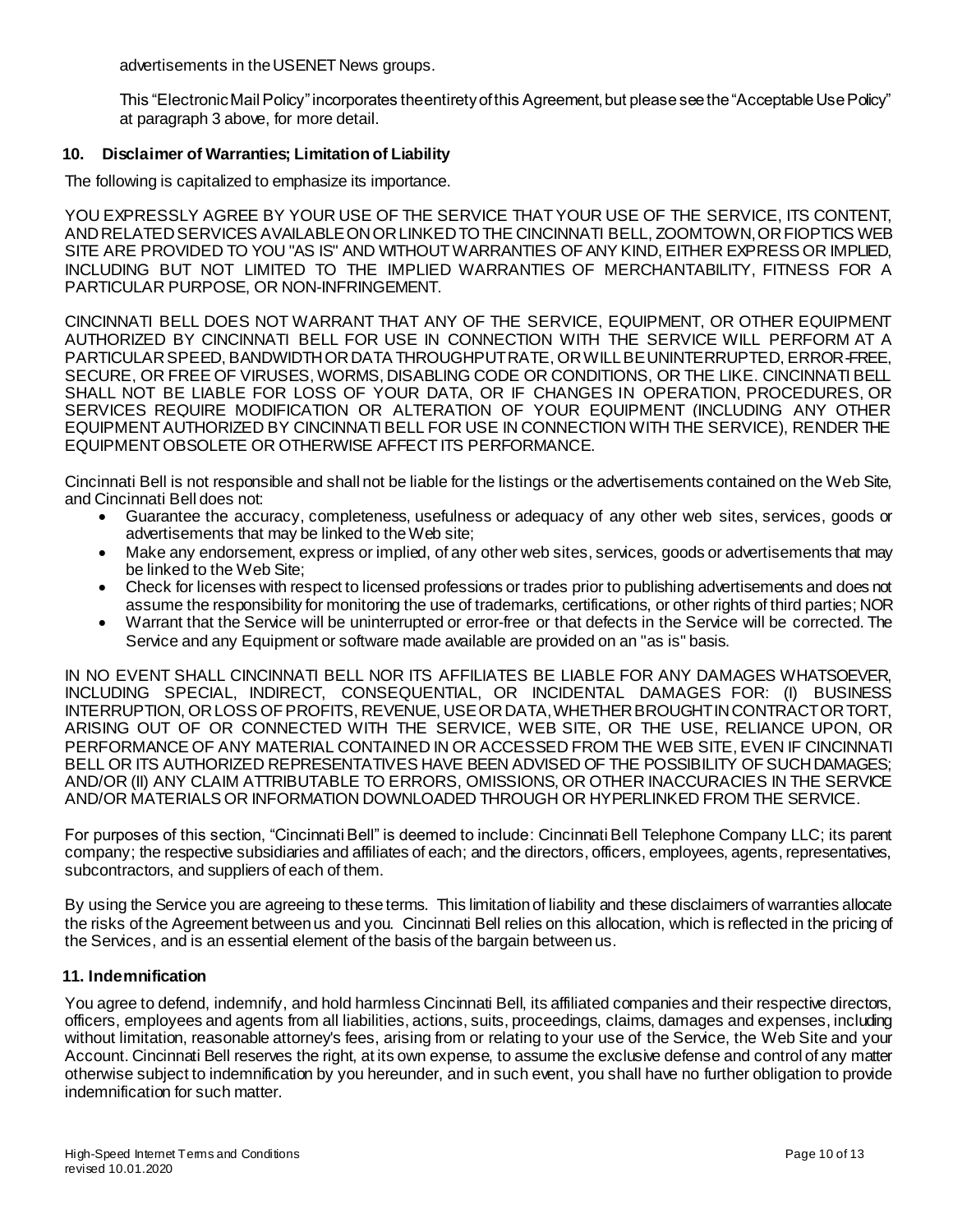advertisements in the USENET News groups.

This "Electronic Mail Policy" incorporates the entirety of this Agreement, but please see the "Acceptable Use Policy" at paragraph 3 above, for more detail.

## 10. Disclaimer of Warranties; Limitation of Liability

The following is capitalized to emphasize its importance.

YOU EXPRESSLY AGREE BY YOUR USE OF THE SERVICE THAT YOUR USE OF THE SERVICE, ITS CONTENT, AND RELATED SERVICES AVAILABLE ON OR LINKED TO THE CINCINNATI BELL, ZOOMTOWN, OR FIOPTICS WEB SITE ARE PROVIDED TO YOU "AS IS" AND WITHOUT WARRANTIES OF ANY KIND, EITHER EXPRESS OR IMPLIED, INCLUDING BUT NOT LIMITED TO THE IMPLIED WARRANTIES OF MERCHANTABILITY, FITNESS FOR A PARTICULAR PURPOSE, OR NON-INFRINGEMENT.

CINCINNATI BELL DOES NOT WARRANT THAT ANY OF THE SERVICE, EQUIPMENT, OR OTHER EQUIPMENT AUTHORIZED BY CINCINNATI BELL FOR USE IN CONNECTION WITH THE SERVICE WILL PERFORM AT A PARTICULAR SPEED, BANDWIDTH OR DATA THROUGHPUT RATE, OR WILL BE UNINTERRUPTED, ERROR-FREE, SECURE, OR FREE OF VIRUSES, WORMS, DISABLING CODE OR CONDITIONS, OR THE LIKE. CINCINNATI BELL SHALL NOT BE LIABLE FOR LOSS OF YOUR DATA, OR IF CHANGES IN OPERATION, PROCEDURES, OR SERVICES REQUIRE MODIFICATION OR ALTERATION OF YOUR EQUIPMENT (INCLUDING ANY OTHER EQUIPMENT AUTHORIZED BY CINCINNATI BELL FOR USE IN CONNECTION WITH THE SERVICE), RENDER THE EQUIPMENT OBSOLETE OR OTHERWISE AFFECT ITS PERFORMANCE.

Cincinnati Bell is not responsible and shall not be liable for the listings or the advertisements contained on the Web Site, and Cincinnati Bell does not:

- Guarantee the accuracy, completeness, usefulness or adequacy of any other web sites, services, goods or advertisements that may be linked to the Web site;
- Make any endorsement, express or implied, of any other web sites, services, goods or advertisements that may be linked to the Web Site;
- Check for licenses with respect to licensed professions or trades prior to publishing advertisements and does not assume the responsibility for monitoring the use of trademarks, certifications, or other rights of third parties; NOR
- Warrant that the Service will be uninterrupted or error-free or that defects in the Service will be corrected. The Service and any Equipment or software made available are provided on an "as is" basis.

IN NO EVENT SHALL CINCINNATI BELL NOR ITS AFFILIATES BE LIABLE FOR ANY DAMAGES WHATSOEVER, INCLUDING SPECIAL, INDIRECT, CONSEQUENTIAL, OR INCIDENTAL DAMAGES FOR: (I) BUSINESS INTERRUPTION, OR LOSS OF PROFITS, REVENUE, USE OR DATA, WHETHER BROUGHT IN CONTRACT OR TORT, ARISING OUT OF OR CONNECTED WITH THE SERVICE, WEB SITE, OR THE USE, RELIANCE UPON, OR PERFORMANCE OF ANY MATERIAL CONTAINED IN OR ACCESSED FROM THE WEB SITE, EVEN IF CINCINNATI BELL OR ITS AUTHORIZED REPRESENTATIVES HAVE BEEN ADVISED OF THE POSSIBILITY OF SUCH DAMAGES; AND/OR (II) ANY CLAIM ATTRIBUTABLE TO ERRORS, OMISSIONS, OR OTHER INACCURACIES IN THE SERVICE AND/OR MATERIALS OR INFORMATION DOWNLOADED THROUGH OR HYPERLINKED FROM THE SERVICE.

For purposes of this section, "Cincinnati Bell" is deemed to include: Cincinnati Bell Telephone Company LLC; its parent company; the respective subsidiaries and affiliates of each; and the directors, officers, employees, agents, representatives, subcontractors, and suppliers of each of them.

By using the Service you are agreeing to these terms. This limitation of liability and these disclaimers of warranties allocate the risks of the Agreement between us and you. Cincinnati Bell relies on this allocation, which is reflected in the pricing of the Services, and is an essential element of the basis of the bargain between us.

## 11. Indemnification

You agree to defend, indemnify, and hold harmless Cincinnati Bell, its affiliated companies and their respective directors, officers, employees and agents from all liabilities, actions, suits, proceedings, claims, damages and expenses, including without limitation, reasonable attorney's fees, arising from or relating to your use of the Service, the Web Site and your Account. Cincinnati Bell reserves the right, at its own expense, to assume the exclusive defense and control of any matter otherwise subject to indemnification by you hereunder, and in such event, you shall have no further obligation to provide indemnification for such matter.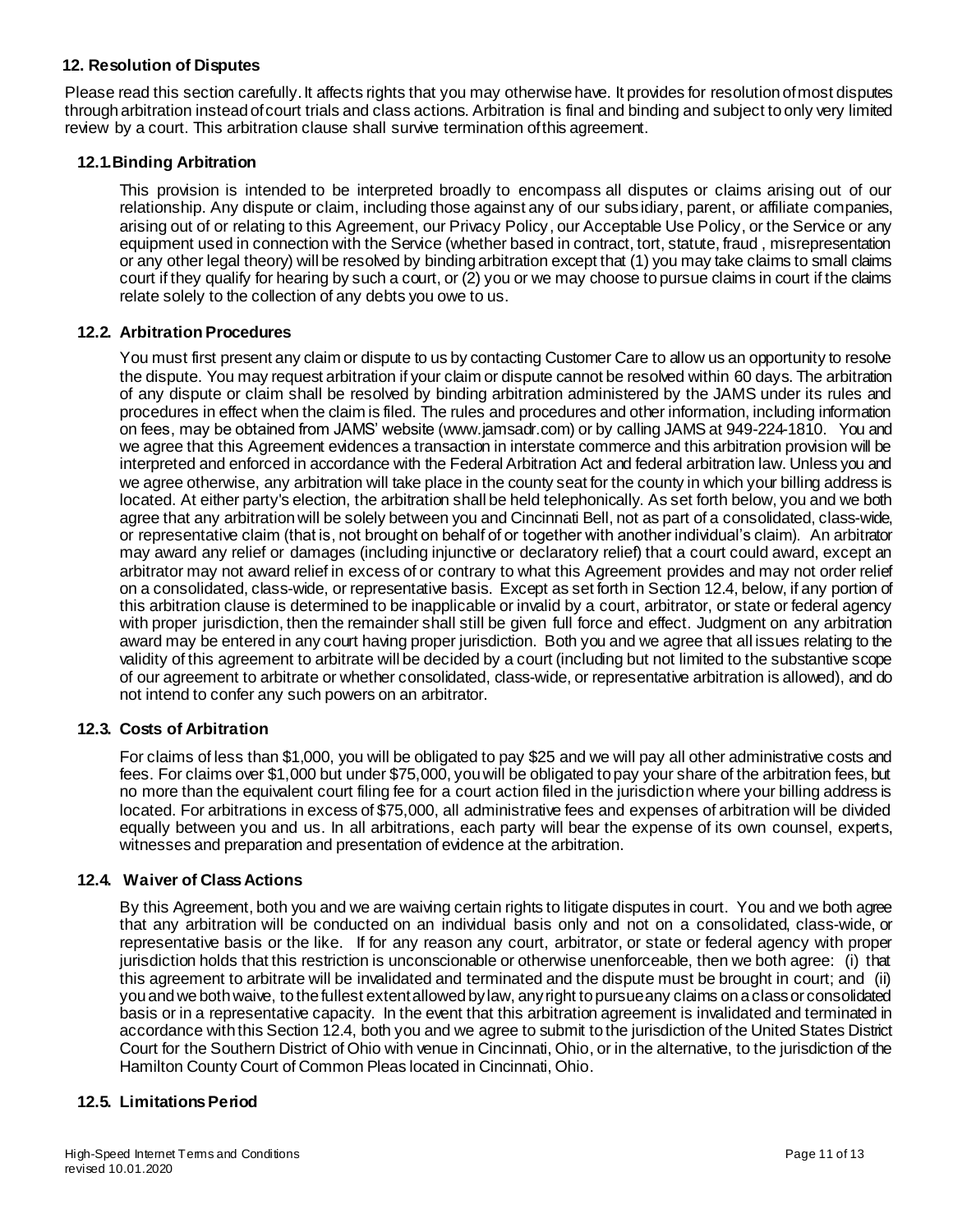## 12. Resolution of Disputes

Please read this section carefully. It affects rights that you may otherwise have. It provides for resolution of most disputes through arbitration instead of court trials and class actions. Arbitration is final and binding and subject to only very limited review by a court. This arbitration clause shall survive termination of this agreement.

### 12.1. Binding Arbitration

This provision is intended to be interpreted broadly to encompass all disputes or claims arising out of our relationship. Any dispute or claim, including those against any of our subsidiary, parent, or affiliate companies, arising out of or relating to this Agreement, our Privacy Policy, our Acceptable Use Policy, or the Service or any equipment used in connection with the Service (whether based in contract, tort, statute, fraud , misrepresentation or any other legal theory) will be resolved by binding arbitration except that (1) you may take claims to small claims court if they qualify for hearing by such a court, or (2) you or we may choose to pursue claims in court if the claims relate solely to the collection of any debts you owe to us.

### 12.2. Arbitration Procedures

You must first present any claim or dispute to us by contacting Customer Care to allow us an opportunity to resolve the dispute. You may request arbitration if your claim or dispute cannot be resolved within 60 days. The arbitration of any dispute or claim shall be resolved by binding arbitration administered by the JAMS under its rules and procedures in effect when the claim is filed. The rules and procedures and other information, including information on fees, may be obtained from JAMS' website (www.jamsadr.com) or by calling JAMS at 949-224-1810. You and we agree that this Agreement evidences a transaction in interstate commerce and this arbitration provision will be interpreted and enforced in accordance with the Federal Arbitration Act and federal arbitration law. Unless you and we agree otherwise, any arbitration will take place in the county seat for the county in which your billing address is located. At either party's election, the arbitration shall be held telephonically. As set forth below, you and we both agree that any arbitration will be solely between you and Cincinnati Bell, not as part of a consolidated, class-wide, or representative claim (that is, not brought on behalf of or together with another individual's claim). An arbitrator may award any relief or damages (including injunctive or declaratory relief) that a court could award, except an arbitrator may not award relief in excess of or contrary to what this Agreement provides and may not order relief on a consolidated, class-wide, or representative basis. Except as set forth in Section 12.4, below, if any portion of this arbitration clause is determined to be inapplicable or invalid by a court, arbitrator, or state or federal agency with proper jurisdiction, then the remainder shall still be given full force and effect. Judgment on any arbitration award may be entered in any court having proper jurisdiction. Both you and we agree that all issues relating to the validity of this agreement to arbitrate will be decided by a court (including but not limited to the substantive scope of our agreement to arbitrate or whether consolidated, class-wide, or representative arbitration is allowed), and do not intend to confer any such powers on an arbitrator.

### 12.3. Costs of Arbitration

For claims of less than $1,000, you will be obligated to pay $25 and we will pay all other administrative costs and fees. For claims over $1,000 but under $75,000, you will be obligated to pay your share of the arbitration fees, but no more than the equivalent court filing fee for a court action filed in the jurisdiction where your billing address is located. For arbitrations in excess of $75,000, all administrative fees and expenses of arbitration will be divided equally between you and us. In all arbitrations, each party will bear the expense of its own counsel, experts, witnesses and preparation and presentation of evidence at the arbitration.

### 12.4. Waiver of Class Actions

By this Agreement, both you and we are waiving certain rights to litigate disputes in court. You and we both agree that any arbitration will be conducted on an individual basis only and not on a consolidated, class-wide, or representative basis or the like. If for any reason any court, arbitrator, or state or federal agency with proper jurisdiction holds that this restriction is unconscionable or otherwise unenforceable, then we both agree: (i) that this agreement to arbitrate will be invalidated and terminated and the dispute must be brought in court; and (ii) you and we both waive, to the fullest extent allowed by law, any right to pursue any claims on a class or consolidated basis or in a representative capacity. In the event that this arbitration agreement is invalidated and terminated in accordance with this Section 12.4, both you and we agree to submit to the jurisdiction of the United States District Court for the Southern District of Ohio with venue in Cincinnati, Ohio, or in the alternative, to the jurisdiction of the Hamilton County Court of Common Pleas located in Cincinnati, Ohio.

### 12.5. Limitations Period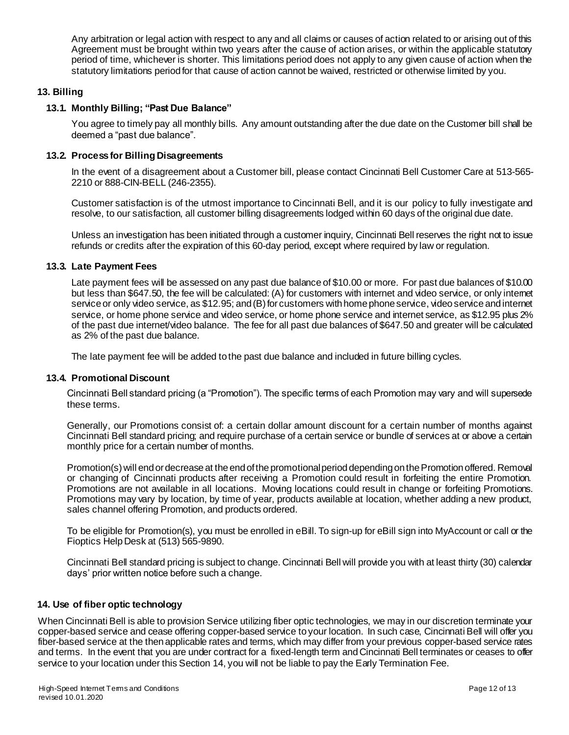Any arbitration or legal action with respect to any and all claims or causes of action related to or arising out of this Agreement must be brought within two years after the cause of action arises, or within the applicable statutory period of time, whichever is shorter. This limitations period does not apply to any given cause of action when the statutory limitations period for that cause of action cannot be waived, restricted or otherwise limited by you.

## 13. Billing

### 13.1. Monthly Billing; "Past Due Balance"

You agree to timely pay all monthly bills. Any amount outstanding after the due date on the Customer bill shall be deemed a "past due balance".

### 13.2. Process for Billing Disagreements

In the event of a disagreement about a Customer bill, please contact Cincinnati Bell Customer Care at 513-565-2210 or 888-CIN-BELL (246-2355).

Customer satisfaction is of the utmost importance to Cincinnati Bell, and it is our policy to fully investigate and resolve, to our satisfaction, all customer billing disagreements lodged within 60 days of the original due date.

Unless an investigation has been initiated through a customer inquiry, Cincinnati Bell reserves the right not to issue refunds or credits after the expiration of this 60-day period, except where required by law or regulation.

### 13.3. Late Payment Fees

Late payment fees will be assessed on any past due balance of $10.00 or more. For past due balances of $10.00 but less than $647.50, the fee will be calculated: (A) for customers with internet and video service, or only internet service or only video service, as $12.95; and (B) for customers with home phone service, video service and internet service, or home phone service and video service, or home phone service and internet service, as $12.95 plus 2% of the past due internet/video balance. The fee for all past due balances of $647.50 and greater will be calculated as 2% of the past due balance.

The late payment fee will be added to the past due balance and included in future billing cycles.

### 13.4. Promotional Discount

Cincinnati Bell standard pricing (a "Promotion"). The specific terms of each Promotion may vary and will supersede these terms.

Generally, our Promotions consist of: a certain dollar amount discount for a certain number of months against Cincinnati Bell standard pricing; and require purchase of a certain service or bundle of services at or above a certain monthly price for a certain number of months.

Promotion(s) will end or decrease at the end of the promotional period depending on the Promotion offered. Removal or changing of Cincinnati products after receiving a Promotion could result in forfeiting the entire Promotion. Promotions are not available in all locations. Moving locations could result in change or forfeiting Promotions. Promotions may vary by location, by time of year, products available at location, whether adding a new product, sales channel offering Promotion, and products ordered.

To be eligible for Promotion(s), you must be enrolled in eBill. To sign-up for eBill sign into MyAccount or call or the Fioptics Help Desk at (513) 565-9890.

Cincinnati Bell standard pricing is subject to change. Cincinnati Bell will provide you with at least thirty (30) calendar days' prior written notice before such a change.

## 14. Use of fiber optic technology

When Cincinnati Bell is able to provision Service utilizing fiber optic technologies, we may in our discretion terminate your copper-based service and cease offering copper-based service to your location. In such case, Cincinnati Bell will offer you fiber-based service at the then applicable rates and terms, which may differ from your previous copper-based service rates and terms. In the event that you are under contract for a fixed-length term and Cincinnati Bell terminates or ceases to offer service to your location under this Section 14, you will not be liable to pay the Early Termination Fee.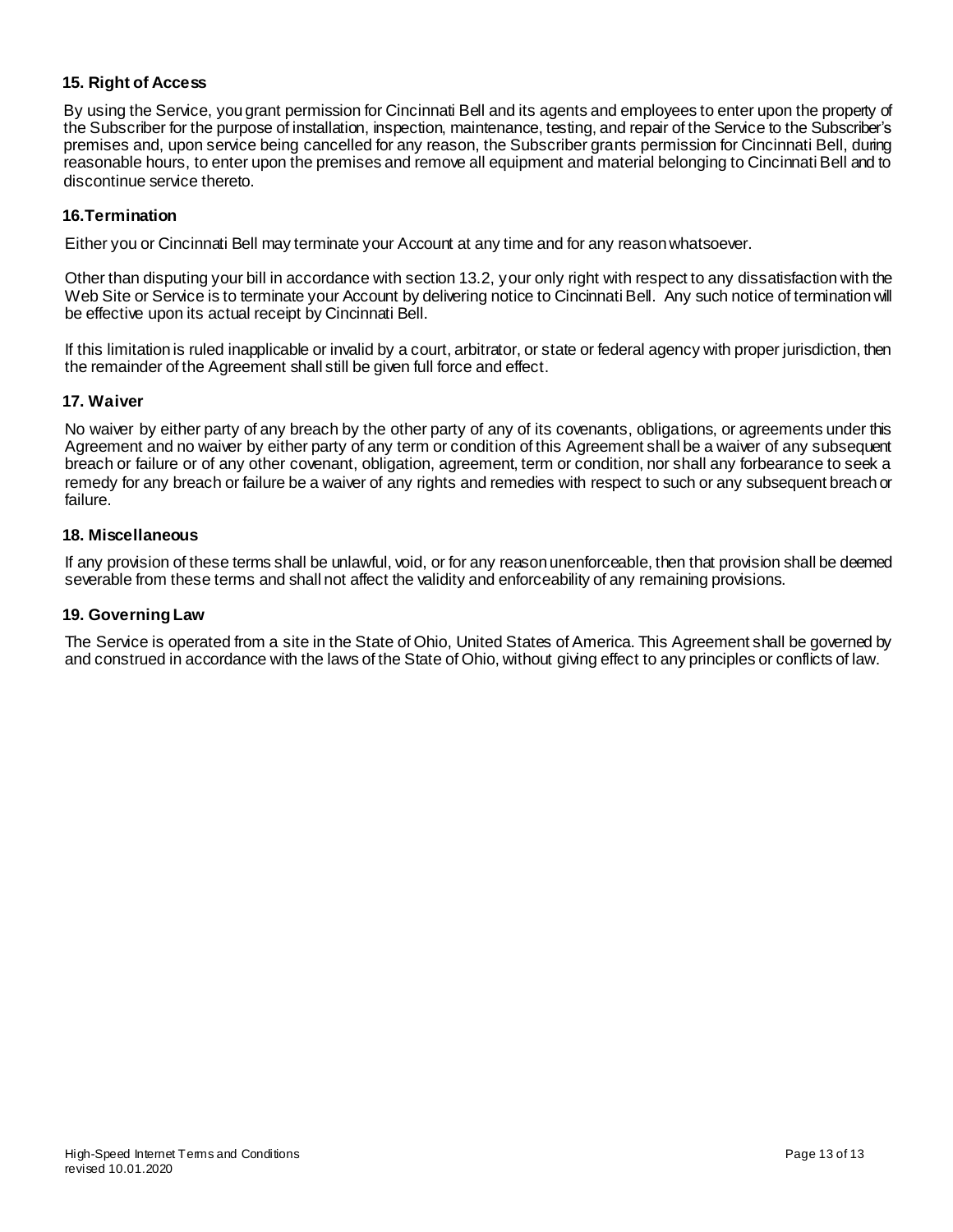### 15. Right of Access

By using the Service, you grant permission for Cincinnati Bell and its agents and employees to enter upon the property of the Subscriber for the purpose of installation, inspection, maintenance, testing, and repair of the Service to the Subscriber's premises and, upon service being cancelled for any reason, the Subscriber grants permission for Cincinnati Bell, during reasonable hours, to enter upon the premises and remove all equipment and material belonging to Cincinnati Bell and to discontinue service thereto.

### 16.Termination

Either you or Cincinnati Bell may terminate your Account at any time and for any reason whatsoever.

Other than disputing your bill in accordance with section 13.2, your only right with respect to any dissatisfaction with the Web Site or Service is to terminate your Account by delivering notice to Cincinnati Bell. Any such notice of termination will be effective upon its actual receipt by Cincinnati Bell.

If this limitation is ruled inapplicable or invalid by a court, arbitrator, or state or federal agency with proper jurisdiction, then the remainder of the Agreement shall still be given full force and effect.

### 17. Waiver

No waiver by either party of any breach by the other party of any of its covenants, obligations, or agreements under this Agreement and no waiver by either party of any term or condition of this Agreement shall be a waiver of any subsequent breach or failure or of any other covenant, obligation, agreement, term or condition, nor shall any forbearance to seek a remedy for any breach or failure be a waiver of any rights and remedies with respect to such or any subsequent breach or failure.

### 18. Miscellaneous

If any provision of these terms shall be unlawful, void, or for any reason unenforceable, then that provision shall be deemed severable from these terms and shall not affect the validity and enforceability of any remaining provisions.

### 19. Governing Law

The Service is operated from a site in the State of Ohio, United States of America. This Agreement shall be governed by and construed in accordance with the laws of the State of Ohio, without giving effect to any principles or conflicts of law.